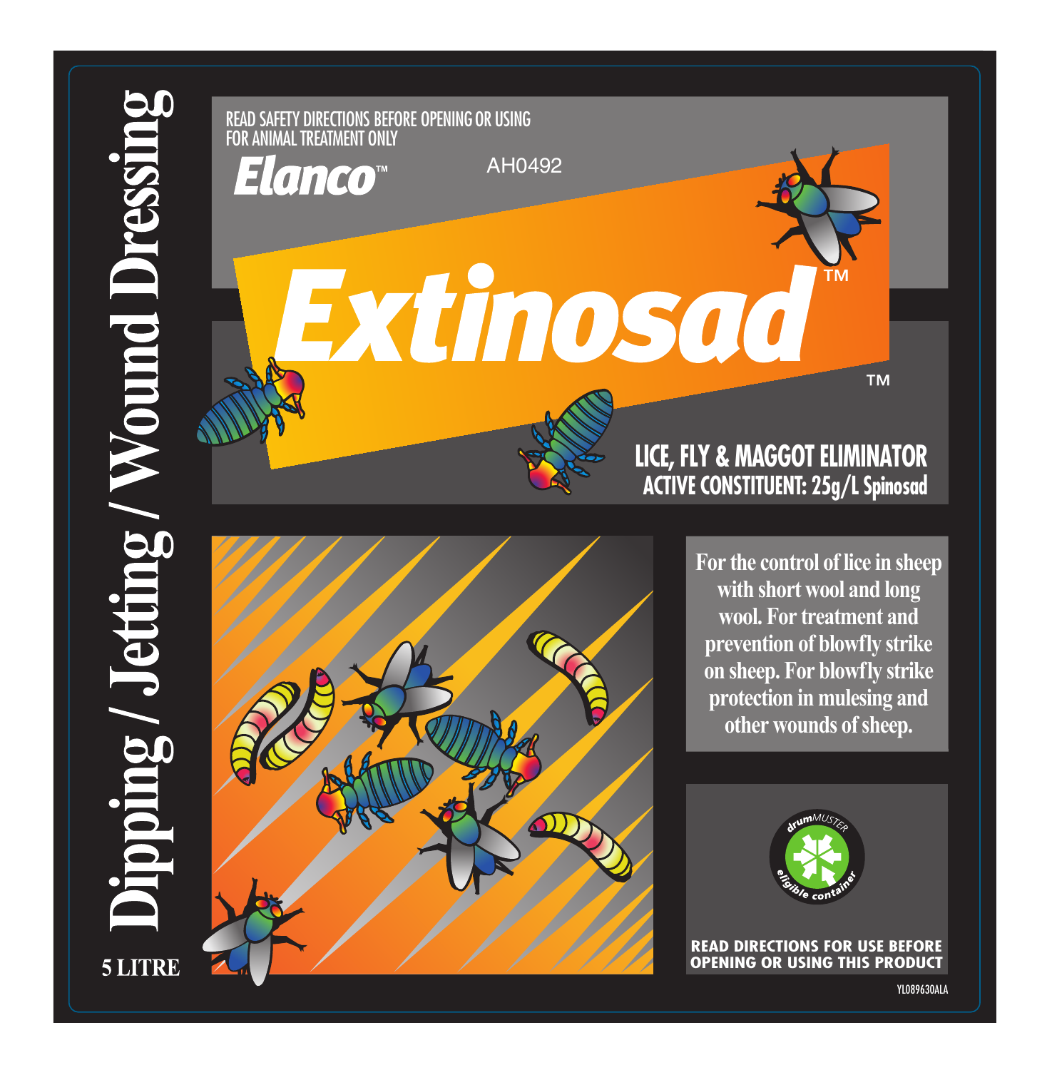Dipping / Jetting / Wound Dressing

5 LITRE

READ SAFETY DIRECTIONS BEFORE OPENING OR USING
FOR ANIMAL TREATMENT ONLY

Elanco™

AH0492

# Extinosad™

™

**LICE, FLY & MAGGOT ELIMINATOR**
**ACTIVE CONSTITUENT: 25g/L Spinosad**

For the control of lice in sheep with short wool and long wool. For treatment and prevention of blowfly strike on sheep. For blowfly strike protection in mulesing and other wounds of sheep.

drumMUSTER eligible container

**READ DIRECTIONS FOR USE BEFORE OPENING OR USING THIS PRODUCT**

YL089630ALA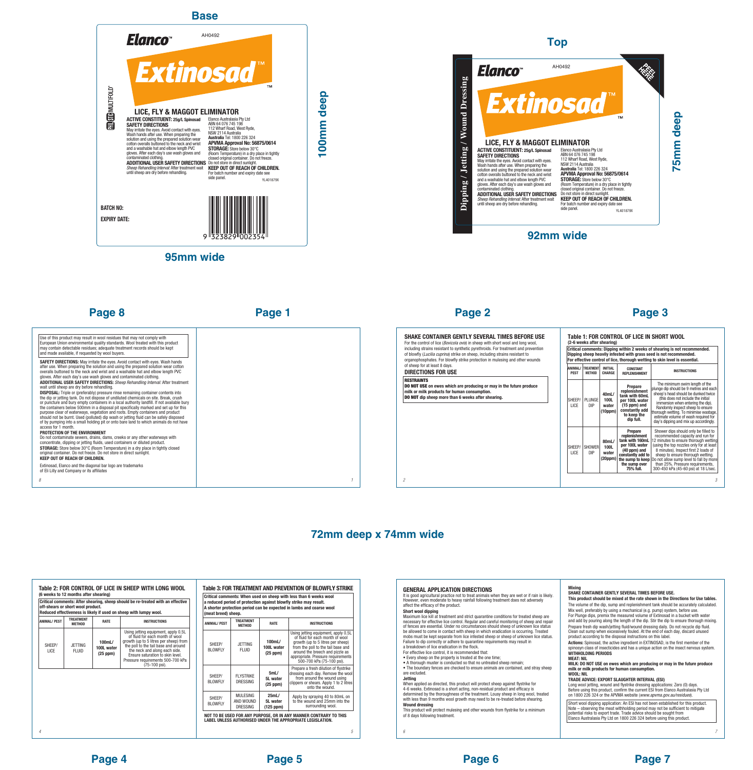Base

**Elanco™**

AH0492

# Extinosad™

## LICE, FLY & MAGGOT ELIMINATOR

**ACTIVE CONSTITUENT: 25g/L Spinosad**

**SAFETY DIRECTIONS**
May irritate the eyes. Avoid contact with eyes. Wash hands after use. When preparing the solution and using the prepared solution wear cotton overalls buttoned to the neck and wrist and a washable hat and elbow length PVC gloves. After each day's use wash gloves and contaminated clothing.

**ADDITIONAL USER SAFETY DIRECTIONS**
*Sheep Rehandling Interval:* After treatment wait until sheep are dry before rehandling.

Elanco Australasia Pty Ltd
ABN 64 076 745 198
112 Wharf Road, West Ryde,
NSW 2114 Australia
**Australia** Tel: 1800 226 324
**APVMA Approval No: 56875/0614**
**STORAGE:** Store below 30°C (Room Temperature) in a dry place in tightly closed original container. Do not freeze. Do not store in direct sunlight.
**KEEP OUT OF REACH OF CHILDREN.**
For batch number and expiry date see side panel.

YL401879X

MULTIFOLD™

BATCH NO:

EXPIRY DATE:

9 323829 002354

100mm deep

95mm wide

Top

Dipping / Jetting / Wound Dressing

PEEL HERE

**Elanco™**

AH0492

# Extinosad™

## LICE, FLY & MAGGOT ELIMINATOR

**ACTIVE CONSTITUENT: 25g/L Spinosad**

**SAFETY DIRECTIONS**
May irritate the eyes. Avoid contact with eyes. Wash hands after use. When preparing the solution and using the prepared solution wear cotton overalls buttoned to the neck and wrist and a washable hat and elbow length PVC gloves. After each day's use wash gloves and contaminated clothing.

**ADDITIONAL USER SAFETY DIRECTIONS**
*Sheep Rehandling Interval:* After treatment wait until sheep are dry before rehandling.

Elanco Australasia Pty Ltd
ABN 64 076 745 198
112 Wharf Road, West Ryde,
NSW 2114 Australia
**Australia** Tel: 1800 226 324
**APVMA Approval No: 56875/0614**
**STORAGE:** Store below 30°C (Room Temperature) in a dry place in tightly closed original container. Do not freeze. Do not store in direct sunlight.
**KEEP OUT OF REACH OF CHILDREN.**
For batch number and expiry date see side panel.

YL401879X

75mm deep

92mm wide

Page 8

Use of this product may result in wool residues that may not comply with European Union environmental quality standards. Wool treated with this product may contain detectable residues; adequate treatment records should be kept and made available, if requested by wool buyers.

**SAFETY DIRECTIONS:** May irritate the eyes. Avoid contact with eyes. Wash hands after use. When preparing the solution and using the prepared solution wear cotton overalls buttoned to the neck and wrist and a washable hat and elbow length PVC gloves. After each day's use wash gloves and contaminated clothing.

**ADDITIONAL USER SAFETY DIRECTIONS:** *Sheep Rehandling Interval:* After treatment wait until sheep are dry before rehandling.

**DISPOSAL:** Triple or (preferably) pressure rinse remaining container contents into the dip or jetting tank. Do not dispose of undiluted chemicals on site. Break, crush or puncture and bury empty containers in a local authority landfill. If not available bury the containers below 500mm in a disposal pit specifically marked and set up for this purpose clear of waterways, vegetation and roots. Empty containers and product should not be burnt. Used (polluted) dip wash or jetting fluid can be safely disposed of by pumping into a small holding pit or onto bare land to which animals do not have access for 1 month.

**PROTECTION OF THE ENVIRONMENT**
Do not contaminate sewers, drains, dams, creeks or any other waterways with concentrate, dipping or jetting fluids, used containers or diluted product.

**STORAGE:** Store below 30°C (Room Temperature) in a dry place in tightly closed original container. Do not freeze. Do not store in direct sunlight.

**KEEP OUT OF REACH OF CHILDREN.**

Extinosad, Elanco and the diagonal bar logo are trademarks of Eli Lilly and Company or its affiliates

Page 1

Page 2

**SHAKE CONTAINER GENTLY SEVERAL TIMES BEFORE USE**

For the control of lice (*Bovicola ovis*) in sheep with short wool and long wool, including strains resistant to synthetic pyrethroids. For treatment and prevention of blowfly (*Lucilia cuprina*) strike on sheep, including strains resistant to organophosphates. For blowfly strike protection in mulesing and other wounds of sheep for at least 8 days.

**DIRECTIONS FOR USE**

**RESTRAINTS**
**DO NOT USE on ewes which are producing or may in the future produce milk or milk products for human consumption.**
**DO NOT dip sheep more than 6 weeks after shearing.**

Page 3

**Table 1: FOR CONTROL OF LICE IN SHORT WOOL**
**(2-6 weeks after shearing)**

**Critical comments: Dipping within 2 weeks of shearing is not recommended. Dipping sheep heavily infested with grass seed is not recommended. For effective control of lice, thorough wetting to the skin level is essential.**

| ANIMAL/ PEST | TREATMENT METHOD | INITIAL CHARGE | CONSTANT REPLENISHMENT | INSTRUCTIONS |
|---|---|---|---|---|
| SHEEP/ LICE | PLUNGE DIP | **40mL/ 100L water (10ppm)** | **Prepare replenishment tank with 60mL per 100L water (15 ppm) and constantly add to keep the dip full.** | The minimum swim length of the plunge dip should be 9 metres and each sheep's head should be dunked twice (this does not include the initial immersion when entering the dip). Randomly inspect sheep to ensure thorough wetting. To minimise wastage, estimate volume of wash required for day's dipping and mix up accordingly. |
| SHEEP/ LICE | SHOWER DIP | **80mL/ 100L water (20ppm)** | **Prepare replenishment tank with 160mL per 100L water (40 ppm) and constantly add to the sump to keep the sump over 75% full.** | Shower dips should only be filled to recommended capacity and run for 12 minutes to ensure thorough wetting (using the top nozzles only for at least 8 minutes). Inspect first 2 loads of sheep to ensure thorough wetting. Do not allow sump level to fall by more than 25%. Pressure requirements, 300-450 kPa (45-60 psi) at 18 L/sec. |

72mm deep x 74mm wide

Page 4

**Table 2: FOR CONTROL OF LICE IN SHEEP WITH LONG WOOL**
**(6 weeks to 12 months after shearing)**

**Critical comments: After shearing, sheep should be re-treated with an effective off-shears or short wool product.**
**Reduced effectiveness is likely if used on sheep with lumpy wool.**

| ANIMAL/ PEST | TREATMENT METHOD | RATE | INSTRUCTIONS |
|---|---|---|---|
| SHEEP/ LICE | JETTING FLUID | **100mL/ 100L water (25 ppm)** | Using jetting equipment, apply 0.5L of fluid for each month of wool growth (up to 5 litres per sheep) from the poll to the tail base and around the neck and along each side. Ensure saturation to skin level. Pressure requirements 500-700 kPa (75-100 psi). |

Page 5

**Table 3: FOR TREATMENT AND PREVENTION OF BLOWFLY STRIKE**

**Critical comments: When used on sheep with less than 6 weeks wool a reduced period of protection against blowfly strike may result. A shorter protection period can be expected in lambs and coarse wool (meat breed) sheep.**

| ANIMAL/ PEST | TREATMENT METHOD | RATE | INSTRUCTIONS |
|---|---|---|---|
| SHEEP/ BLOWFLY | JETTING FLUID | **100mL/ 100L water (25 ppm)** | Using jetting equipment, apply 0.5L of fluid for each month of wool growth (up to 5 litres per sheep) from the poll to the tail base and around the breech and pizzle as appropriate. Pressure requirements 500-700 kPa (75-100 psi). |
| SHEEP/ BLOWFLY | FLYSTRIKE DRESSING | **5mL/ 5L water (25 ppm)** | Prepare a fresh dilution of flystrike dressing each day. Remove the wool from around the wound using clippers or shears. Apply 1 to 2 litres onto the wound. |
| SHEEP/ BLOWFLY | MULESING AND WOUND DRESSING | **25mL/ 5L water (125 ppm)** | Apply by spraying 40 to 80mL on to the wound and 25mm into the surrounding wool. |

**NOT TO BE USED FOR ANY PURPOSE, OR IN ANY MANNER CONTRARY TO THIS LABEL UNLESS AUTHORISED UNDER THE APPROPRIATE LEGISLATION.**

Page 6

**GENERAL APPLICATION DIRECTIONS**

It is good agricultural practice not to treat animals when they are wet or if rain is likely. However, even moderate to heavy rainfall following treatment does not adversely affect the efficacy of the product.

**Short wool dipping**
Maximum lice kill at treatment and strict quarantine conditions for treated sheep are necessary for effective lice control. Regular and careful monitoring of sheep and repair of fences are essential. Under no circumstances should sheep of unknown lice status be allowed to come in contact with sheep in which eradication is occurring. Treated mobs must be kept separate from lice infested sheep or sheep of unknown lice status. Failure to dip correctly or adhere to quarantine requirements may result in a breakdown of lice eradication in the flock.

For effective lice control, it is recommended that:
- Every sheep on the property is treated at the one time;
- A thorough muster is conducted so that no untreated sheep remain;
- The boundary fences are checked to ensure animals are contained, and stray sheep are excluded.

**Jetting**
When applied as directed, this product will protect sheep against flystrike for 4-6 weeks. Extinosad is a short acting, non-residual product and efficacy is determined by the thoroughness of the treatment. Lousy sheep in long wool, treated with less than 9 months wool growth may need to be re-treated before shearing.

**Wound dressing**
This product will protect mulesing and other wounds from flystrike for a minimum of 8 days following treatment.

Page 7

**Mixing**
**SHAKE CONTAINER GENTLY SEVERAL TIMES BEFORE USE.**
**This product should be mixed at the rate shown in the Directions for Use tables.**
The volume of the dip, sump and replenishment tank should be accurately calculated. Mix well, preferably by using a mechanical (e.g. pump) system, before use.
For Plunge dips, premix the measured volume of Extinosad in a bucket with water and add by pouring along the length of the dip. Stir the dip to ensure thorough mixing.
Prepare fresh dip wash/jetting fluid/wound dressing daily. Do not recycle dip fluid. Clean out sump when excessively fouled. At the end of each day, discard unused product according to the disposal instructions on this label.

**Actions:** Spinosad, the active ingredient in EXTINOSAD, is the first member of the spinosyn class of insecticides and has a unique action on the insect nervous system.

**WITHHOLDING PERIODS**
**MEAT: NIL**
**MILK: DO NOT USE on ewes which are producing or may in the future produce milk or milk products for human consumption.**
**WOOL: NIL**

**TRADE ADVICE: EXPORT SLAUGHTER INTERVAL (ESI)**
Long wool jetting, wound and flystrike dressing applications: Zero (0) days.
Before using this product, confirm the current ESI from Elanco Australasia Pty Ltd on 1800 226 324 or the APVMA website (*www.apvma.gov.au/residues*).

Short wool dipping application: An ESI has not been established for this product. Note – observing the meat withholding period may not be sufficient to mitigate potential risks to export trade. Trade advice should be sought from Elanco Australasia Pty Ltd on 1800 226 324 before using this product.